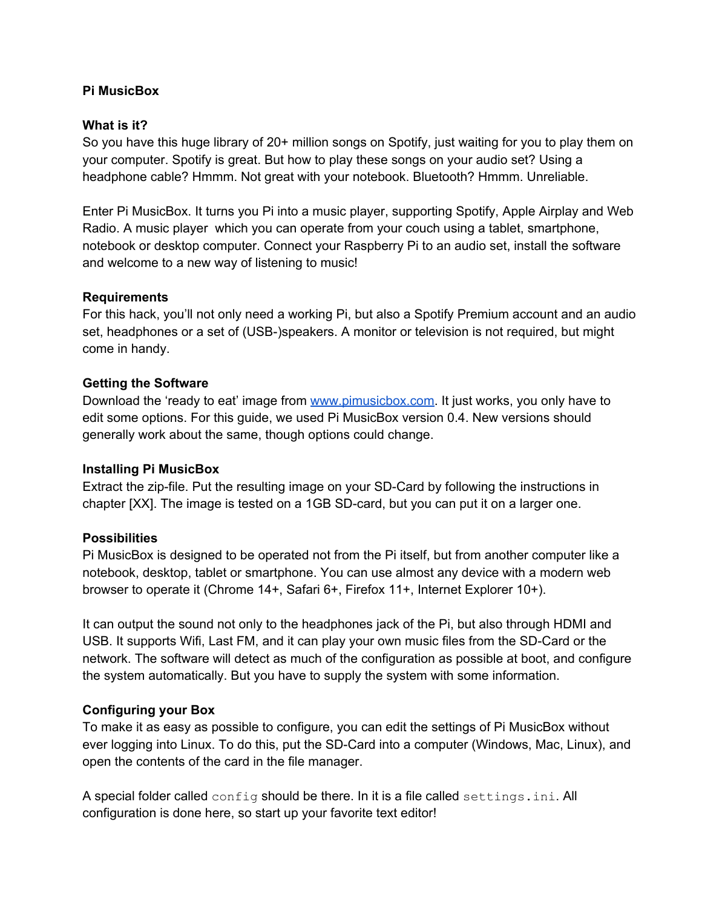**Pi MusicBox**

**What is it?**

So you have this huge library of 20+ million songs on Spotify, just waiting for you to play them on your computer. Spotify is great. But how to play these songs on your audio set? Using a headphone cable? Hmmm. Not great with your notebook. Bluetooth? Hmmm. Unreliable.

Enter Pi MusicBox. It turns you Pi into a music player, supporting Spotify, Apple Airplay and Web Radio. A music player which you can operate from your couch using a tablet, smartphone, notebook or desktop computer. Connect your Raspberry Pi to an audio set, install the software and welcome to a new way of listening to music!

**Requirements**

For this hack, you'll not only need a working Pi, but also a Spotify Premium account and an audio set, headphones or a set of (USB-)speakers. A monitor or television is not required, but might come in handy.

**Getting the Software**

Download the 'ready to eat' image from [www.pimusicbox.com](http://www.pimusicbox.com). It just works, you only have to edit some options. For this guide, we used Pi MusicBox version 0.4. New versions should generally work about the same, though options could change.

**Installing Pi MusicBox**

Extract the zip-file. Put the resulting image on your SD-Card by following the instructions in chapter [XX]. The image is tested on a 1GB SD-card, but you can put it on a larger one.

**Possibilities**

Pi MusicBox is designed to be operated not from the Pi itself, but from another computer like a notebook, desktop, tablet or smartphone. You can use almost any device with a modern web browser to operate it (Chrome 14+, Safari 6+, Firefox 11+, Internet Explorer 10+).

It can output the sound not only to the headphones jack of the Pi, but also through HDMI and USB. It supports Wifi, Last FM, and it can play your own music files from the SD-Card or the network. The software will detect as much of the configuration as possible at boot, and configure the system automatically. But you have to supply the system with some information.

**Configuring your Box**

To make it as easy as possible to configure, you can edit the settings of Pi MusicBox without ever logging into Linux. To do this, put the SD-Card into a computer (Windows, Mac, Linux), and open the contents of the card in the file manager.

A special folder called `config` should be there. In it is a file called `settings.ini`. All configuration is done here, so start up your favorite text editor!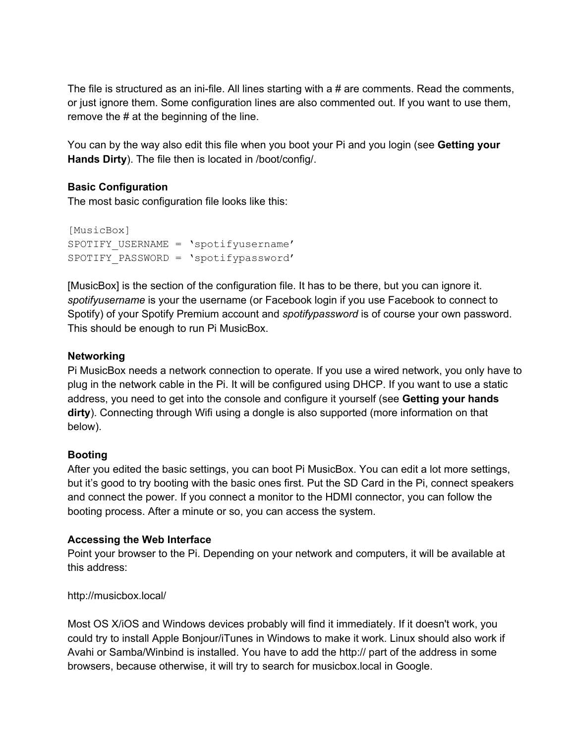The file is structured as an ini-file. All lines starting with a # are comments. Read the comments, or just ignore them. Some configuration lines are also commented out. If you want to use them, remove the # at the beginning of the line.

You can by the way also edit this file when you boot your Pi and you login (see **Getting your Hands Dirty**). The file then is located in /boot/config/.

### Basic Configuration

The most basic configuration file looks like this:

```
[MusicBox]
SPOTIFY_USERNAME = 'spotifyusername'
SPOTIFY_PASSWORD = 'spotifypassword'
```

[MusicBox] is the section of the configuration file. It has to be there, but you can ignore it. *spotifyusername* is your the username (or Facebook login if you use Facebook to connect to Spotify) of your Spotify Premium account and *spotifypassword* is of course your own password. This should be enough to run Pi MusicBox.

### Networking

Pi MusicBox needs a network connection to operate. If you use a wired network, you only have to plug in the network cable in the Pi. It will be configured using DHCP. If you want to use a static address, you need to get into the console and configure it yourself (see **Getting your hands dirty**). Connecting through Wifi using a dongle is also supported (more information on that below).

### Booting

After you edited the basic settings, you can boot Pi MusicBox. You can edit a lot more settings, but it's good to try booting with the basic ones first. Put the SD Card in the Pi, connect speakers and connect the power. If you connect a monitor to the HDMI connector, you can follow the booting process. After a minute or so, you can access the system.

### Accessing the Web Interface

Point your browser to the Pi. Depending on your network and computers, it will be available at this address:

http://musicbox.local/

Most OS X/iOS and Windows devices probably will find it immediately. If it doesn't work, you could try to install Apple Bonjour/iTunes in Windows to make it work. Linux should also work if Avahi or Samba/Winbind is installed. You have to add the http:// part of the address in some browsers, because otherwise, it will try to search for musicbox.local in Google.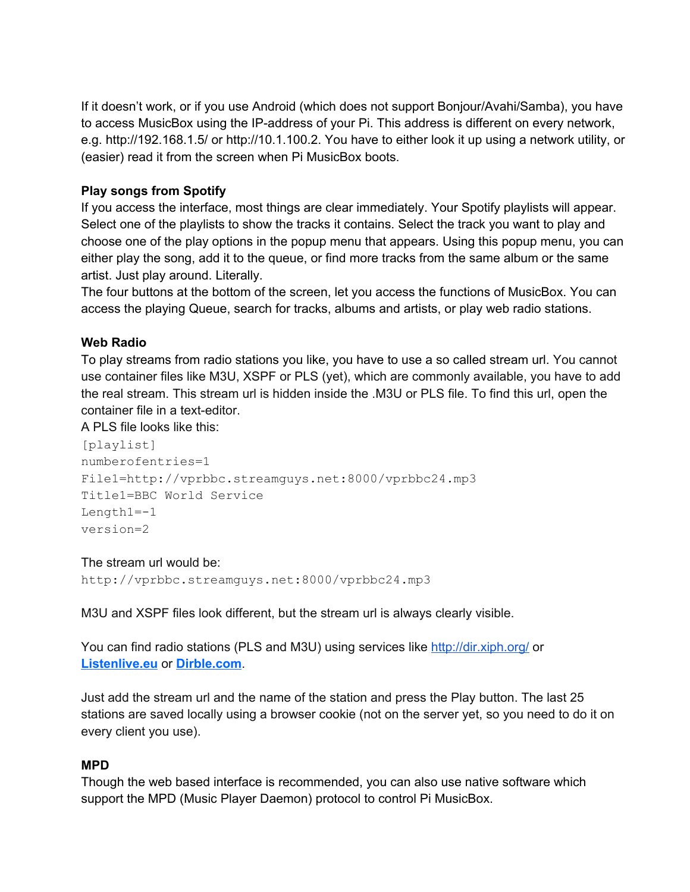If it doesn't work, or if you use Android (which does not support Bonjour/Avahi/Samba), you have to access MusicBox using the IP-address of your Pi. This address is different on every network, e.g. http://192.168.1.5/ or http://10.1.100.2. You have to either look it up using a network utility, or (easier) read it from the screen when Pi MusicBox boots.

**Play songs from Spotify**

If you access the interface, most things are clear immediately. Your Spotify playlists will appear. Select one of the playlists to show the tracks it contains. Select the track you want to play and choose one of the play options in the popup menu that appears. Using this popup menu, you can either play the song, add it to the queue, or find more tracks from the same album or the same artist. Just play around. Literally.

The four buttons at the bottom of the screen, let you access the functions of MusicBox. You can access the playing Queue, search for tracks, albums and artists, or play web radio stations.

**Web Radio**

To play streams from radio stations you like, you have to use a so called stream url. You cannot use container files like M3U, XSPF or PLS (yet), which are commonly available, you have to add the real stream. This stream url is hidden inside the .M3U or PLS file. To find this url, open the container file in a text-editor.

A PLS file looks like this:

```
[playlist]
numberofentries=1
File1=http://vprbbc.streamguys.net:8000/vprbbc24.mp3
Title1=BBC World Service
Length1=-1
version=2
```

The stream url would be:

```
http://vprbbc.streamguys.net:8000/vprbbc24.mp3
```

M3U and XSPF files look different, but the stream url is always clearly visible.

You can find radio stations (PLS and M3U) using services like [http://dir.xiph.org/](http://dir.xiph.org/) or **[Listenlive.eu](http://Listenlive.eu)** or **[Dirble.com](http://Dirble.com)**.

Just add the stream url and the name of the station and press the Play button. The last 25 stations are saved locally using a browser cookie (not on the server yet, so you need to do it on every client you use).

**MPD**

Though the web based interface is recommended, you can also use native software which support the MPD (Music Player Daemon) protocol to control Pi MusicBox.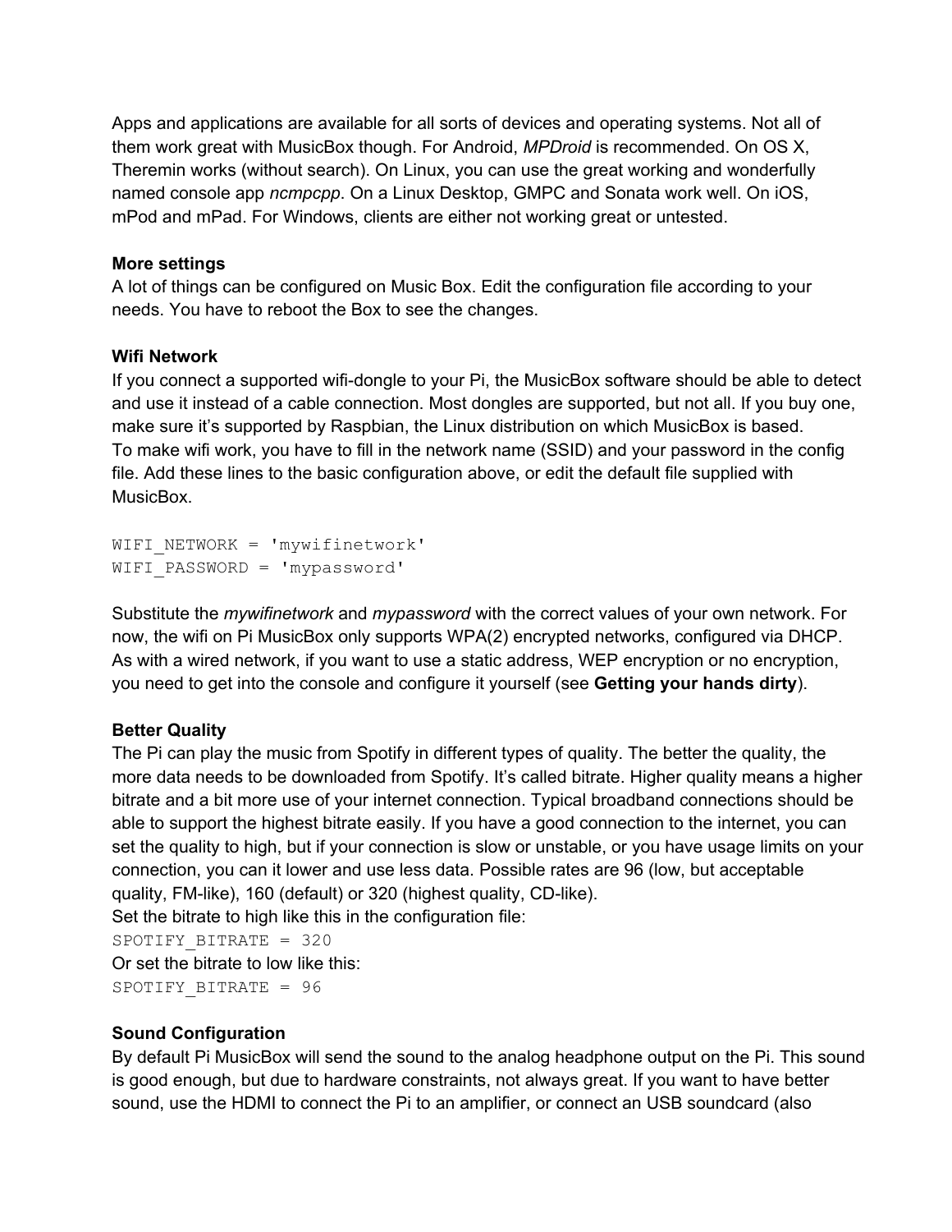Apps and applications are available for all sorts of devices and operating systems. Not all of them work great with MusicBox though. For Android, *MPDroid* is recommended. On OS X, Theremin works (without search). On Linux, you can use the great working and wonderfully named console app *ncmpcpp*. On a Linux Desktop, GMPC and Sonata work well. On iOS, mPod and mPad. For Windows, clients are either not working great or untested.

**More settings**

A lot of things can be configured on Music Box. Edit the configuration file according to your needs. You have to reboot the Box to see the changes.

**Wifi Network**

If you connect a supported wifi-dongle to your Pi, the MusicBox software should be able to detect and use it instead of a cable connection. Most dongles are supported, but not all. If you buy one, make sure it's supported by Raspbian, the Linux distribution on which MusicBox is based.
To make wifi work, you have to fill in the network name (SSID) and your password in the config file. Add these lines to the basic configuration above, or edit the default file supplied with MusicBox.

```
WIFI_NETWORK = 'mywifinetwork'
WIFI_PASSWORD = 'mypassword'
```

Substitute the *mywifinetwork* and *mypassword* with the correct values of your own network. For now, the wifi on Pi MusicBox only supports WPA(2) encrypted networks, configured via DHCP. As with a wired network, if you want to use a static address, WEP encryption or no encryption, you need to get into the console and configure it yourself (see **Getting your hands dirty**).

**Better Quality**

The Pi can play the music from Spotify in different types of quality. The better the quality, the more data needs to be downloaded from Spotify. It's called bitrate. Higher quality means a higher bitrate and a bit more use of your internet connection. Typical broadband connections should be able to support the highest bitrate easily. If you have a good connection to the internet, you can set the quality to high, but if your connection is slow or unstable, or you have usage limits on your connection, you can it lower and use less data. Possible rates are 96 (low, but acceptable quality, FM-like), 160 (default) or 320 (highest quality, CD-like).
Set the bitrate to high like this in the configuration file:

```
SPOTIFY_BITRATE = 320
```

Or set the bitrate to low like this:

```
SPOTIFY_BITRATE = 96
```

**Sound Configuration**

By default Pi MusicBox will send the sound to the analog headphone output on the Pi. This sound is good enough, but due to hardware constraints, not always great. If you want to have better sound, use the HDMI to connect the Pi to an amplifier, or connect an USB soundcard (also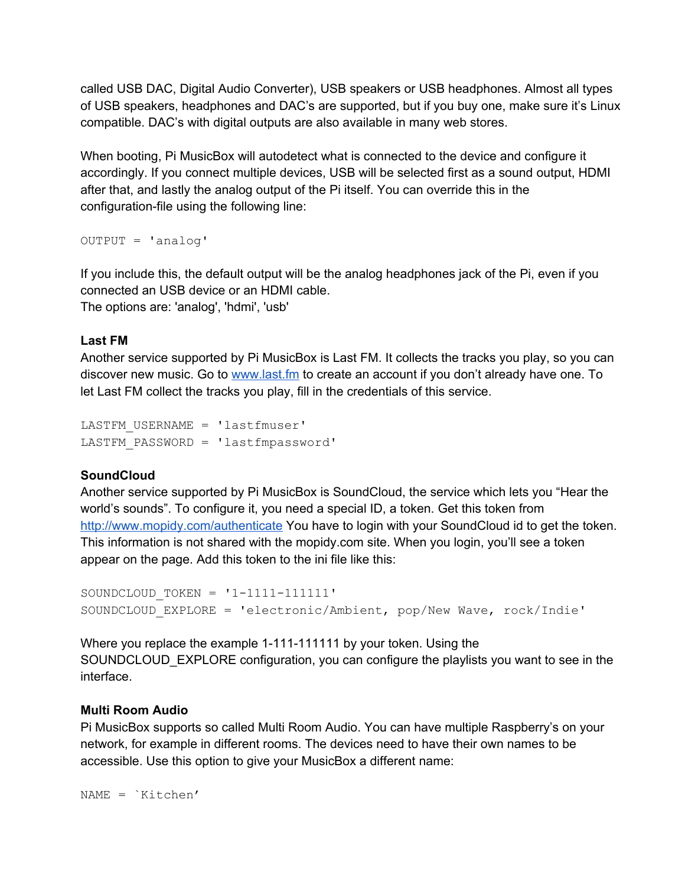called USB DAC, Digital Audio Converter), USB speakers or USB headphones. Almost all types of USB speakers, headphones and DAC's are supported, but if you buy one, make sure it's Linux compatible. DAC's with digital outputs are also available in many web stores.

When booting, Pi MusicBox will autodetect what is connected to the device and configure it accordingly. If you connect multiple devices, USB will be selected first as a sound output, HDMI after that, and lastly the analog output of the Pi itself. You can override this in the configuration-file using the following line:

```
OUTPUT = 'analog'
```

If you include this, the default output will be the analog headphones jack of the Pi, even if you connected an USB device or an HDMI cable.
The options are: 'analog', 'hdmi', 'usb'

**Last FM**
Another service supported by Pi MusicBox is Last FM. It collects the tracks you play, so you can discover new music. Go to [www.last.fm](http://www.last.fm) to create an account if you don't already have one. To let Last FM collect the tracks you play, fill in the credentials of this service.

```
LASTFM_USERNAME = 'lastfmuser'
LASTFM_PASSWORD = 'lastfmpassword'
```

**SoundCloud**
Another service supported by Pi MusicBox is SoundCloud, the service which lets you "Hear the world's sounds". To configure it, you need a special ID, a token. Get this token from [http://www.mopidy.com/authenticate](http://www.mopidy.com/authenticate) You have to login with your SoundCloud id to get the token. This information is not shared with the mopidy.com site. When you login, you'll see a token appear on the page. Add this token to the ini file like this:

```
SOUNDCLOUD_TOKEN = '1-1111-111111'
SOUNDCLOUD_EXPLORE = 'electronic/Ambient, pop/New Wave, rock/Indie'
```

Where you replace the example 1-111-111111 by your token. Using the SOUNDCLOUD_EXPLORE configuration, you can configure the playlists you want to see in the interface.

**Multi Room Audio**
Pi MusicBox supports so called Multi Room Audio. You can have multiple Raspberry's on your network, for example in different rooms. The devices need to have their own names to be accessible. Use this option to give your MusicBox a different name:

```
NAME = `Kitchen'
```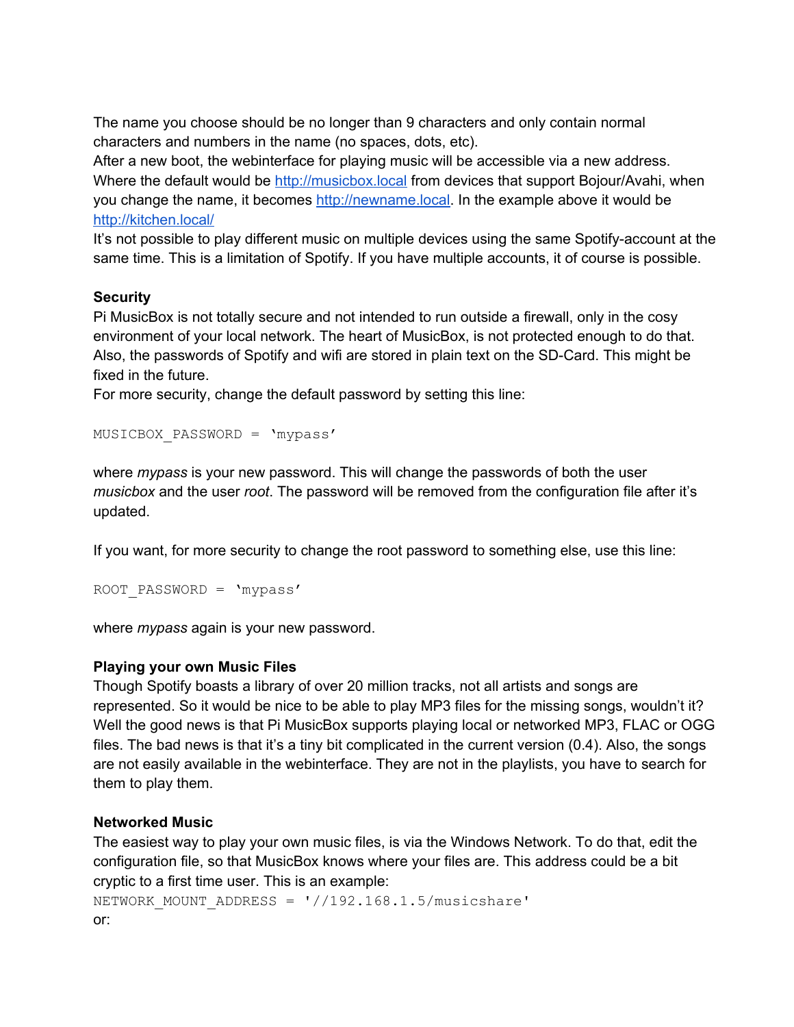The name you choose should be no longer than 9 characters and only contain normal characters and numbers in the name (no spaces, dots, etc).
After a new boot, the webinterface for playing music will be accessible via a new address. Where the default would be [http://musicbox.local](http://musicbox.local) from devices that support Bojour/Avahi, when you change the name, it becomes [http://newname.local](http://newname.local). In the example above it would be [http://kitchen.local/](http://kitchen.local/)
It's not possible to play different music on multiple devices using the same Spotify-account at the same time. This is a limitation of Spotify. If you have multiple accounts, it of course is possible.

**Security**
Pi MusicBox is not totally secure and not intended to run outside a firewall, only in the cosy environment of your local network. The heart of MusicBox, is not protected enough to do that. Also, the passwords of Spotify and wifi are stored in plain text on the SD-Card. This might be fixed in the future.
For more security, change the default password by setting this line:

```
MUSICBOX_PASSWORD = 'mypass'
```

where *mypass* is your new password. This will change the passwords of both the user *musicbox* and the user *root*. The password will be removed from the configuration file after it's updated.

If you want, for more security to change the root password to something else, use this line:

```
ROOT_PASSWORD = 'mypass'
```

where *mypass* again is your new password.

**Playing your own Music Files**
Though Spotify boasts a library of over 20 million tracks, not all artists and songs are represented. So it would be nice to be able to play MP3 files for the missing songs, wouldn't it? Well the good news is that Pi MusicBox supports playing local or networked MP3, FLAC or OGG files. The bad news is that it's a tiny bit complicated in the current version (0.4). Also, the songs are not easily available in the webinterface. They are not in the playlists, you have to search for them to play them.

**Networked Music**
The easiest way to play your own music files, is via the Windows Network. To do that, edit the configuration file, so that MusicBox knows where your files are. This address could be a bit cryptic to a first time user. This is an example:

```
NETWORK_MOUNT_ADDRESS = '//192.168.1.5/musicshare'
```

or: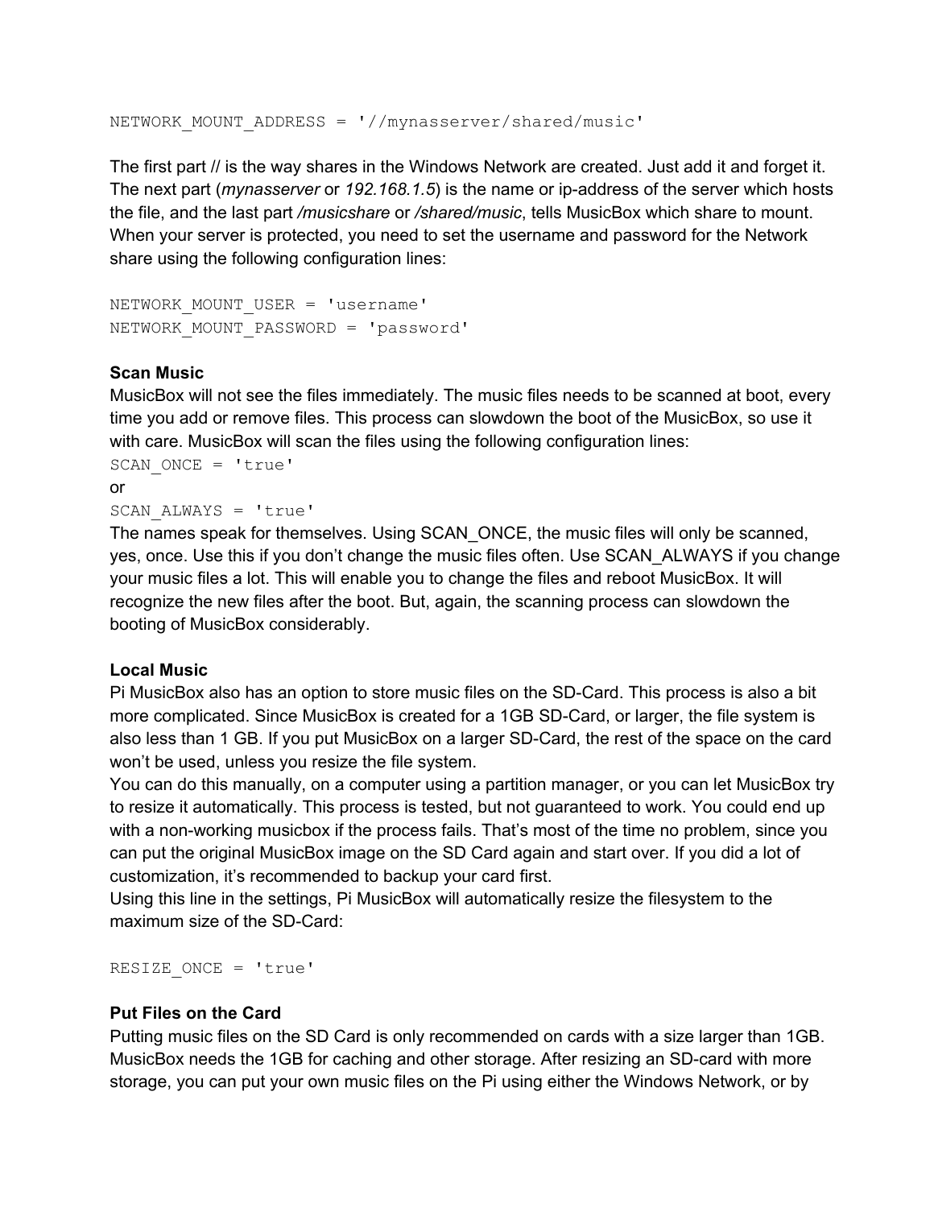```
NETWORK_MOUNT_ADDRESS = '//mynasserver/shared/music'
```

The first part // is the way shares in the Windows Network are created. Just add it and forget it. The next part (*mynasserver* or *192.168.1.5*) is the name or ip-address of the server which hosts the file, and the last part */musicshare* or */shared/music*, tells MusicBox which share to mount. When your server is protected, you need to set the username and password for the Network share using the following configuration lines:

```
NETWORK_MOUNT_USER = 'username'
NETWORK_MOUNT_PASSWORD = 'password'
```

**Scan Music**
MusicBox will not see the files immediately. The music files needs to be scanned at boot, every time you add or remove files. This process can slowdown the boot of the MusicBox, so use it with care. MusicBox will scan the files using the following configuration lines:

```
SCAN_ONCE = 'true'
```

or

```
SCAN_ALWAYS = 'true'
```

The names speak for themselves. Using SCAN_ONCE, the music files will only be scanned, yes, once. Use this if you don't change the music files often. Use SCAN_ALWAYS if you change your music files a lot. This will enable you to change the files and reboot MusicBox. It will recognize the new files after the boot. But, again, the scanning process can slowdown the booting of MusicBox considerably.

**Local Music**
Pi MusicBox also has an option to store music files on the SD-Card. This process is also a bit more complicated. Since MusicBox is created for a 1GB SD-Card, or larger, the file system is also less than 1 GB. If you put MusicBox on a larger SD-Card, the rest of the space on the card won't be used, unless you resize the file system.
You can do this manually, on a computer using a partition manager, or you can let MusicBox try to resize it automatically. This process is tested, but not guaranteed to work. You could end up with a non-working musicbox if the process fails. That's most of the time no problem, since you can put the original MusicBox image on the SD Card again and start over. If you did a lot of customization, it's recommended to backup your card first.
Using this line in the settings, Pi MusicBox will automatically resize the filesystem to the maximum size of the SD-Card:

```
RESIZE_ONCE = 'true'
```

**Put Files on the Card**
Putting music files on the SD Card is only recommended on cards with a size larger than 1GB. MusicBox needs the 1GB for caching and other storage. After resizing an SD-card with more storage, you can put your own music files on the Pi using either the Windows Network, or by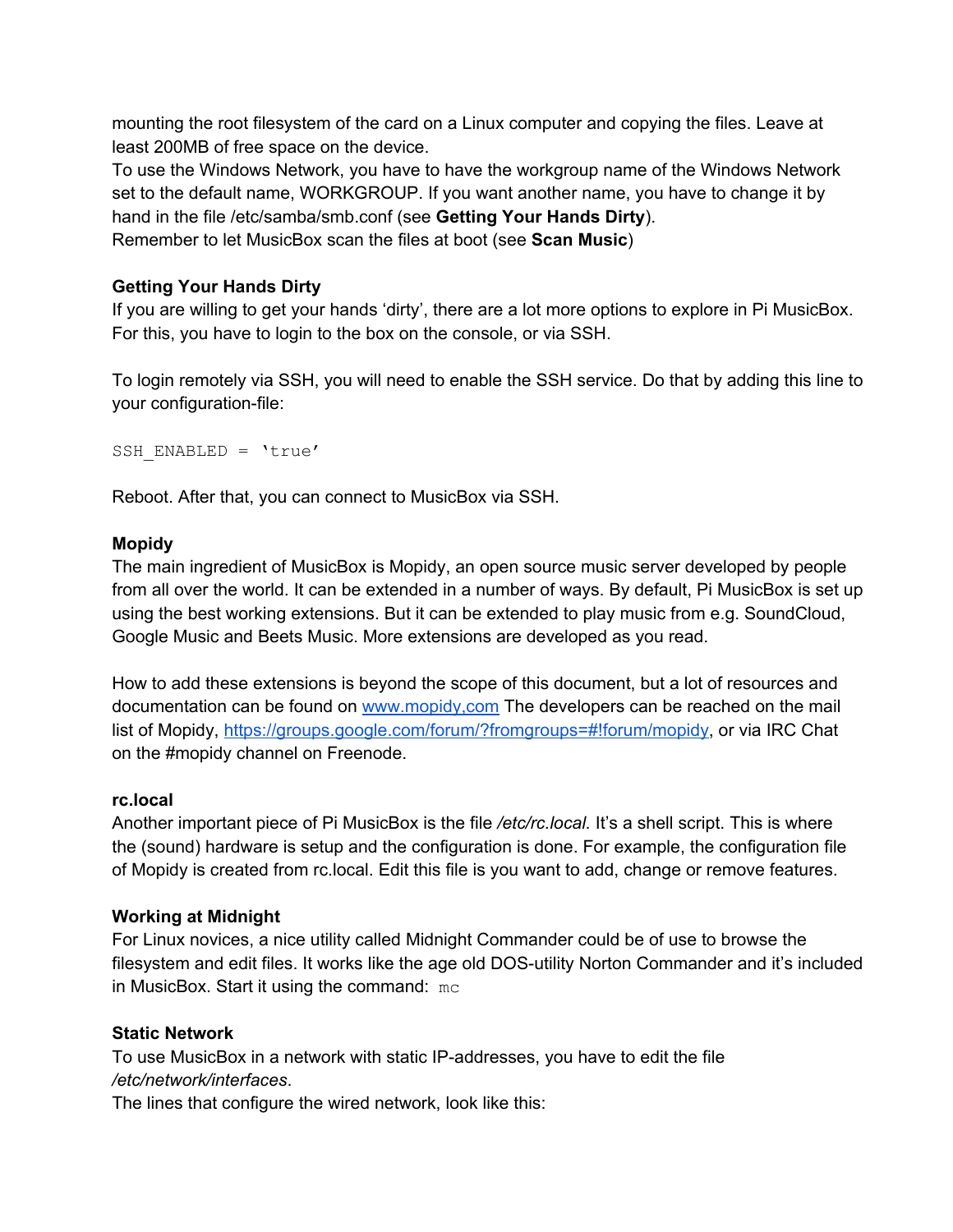mounting the root filesystem of the card on a Linux computer and copying the files. Leave at least 200MB of free space on the device.

To use the Windows Network, you have to have the workgroup name of the Windows Network set to the default name, WORKGROUP. If you want another name, you have to change it by hand in the file /etc/samba/smb.conf (see **Getting Your Hands Dirty**).

Remember to let MusicBox scan the files at boot (see **Scan Music**)

### Getting Your Hands Dirty

If you are willing to get your hands 'dirty', there are a lot more options to explore in Pi MusicBox. For this, you have to login to the box on the console, or via SSH.

To login remotely via SSH, you will need to enable the SSH service. Do that by adding this line to your configuration-file:

```
SSH_ENABLED = 'true'
```

Reboot. After that, you can connect to MusicBox via SSH.

### Mopidy

The main ingredient of MusicBox is Mopidy, an open source music server developed by people from all over the world. It can be extended in a number of ways. By default, Pi MusicBox is set up using the best working extensions. But it can be extended to play music from e.g. SoundCloud, Google Music and Beets Music. More extensions are developed as you read.

How to add these extensions is beyond the scope of this document, but a lot of resources and documentation can be found on www.mopidy,com The developers can be reached on the mail list of Mopidy, https://groups.google.com/forum/?fromgroups=#!forum/mopidy, or via IRC Chat on the #mopidy channel on Freenode.

### rc.local

Another important piece of Pi MusicBox is the file */etc/rc.local.* It's a shell script. This is where the (sound) hardware is setup and the configuration is done. For example, the configuration file of Mopidy is created from rc.local. Edit this file is you want to add, change or remove features.

### Working at Midnight

For Linux novices, a nice utility called Midnight Commander could be of use to browse the filesystem and edit files. It works like the age old DOS-utility Norton Commander and it's included in MusicBox. Start it using the command: `mc`

### Static Network

To use MusicBox in a network with static IP-addresses, you have to edit the file */etc/network/interfaces*.

The lines that configure the wired network, look like this: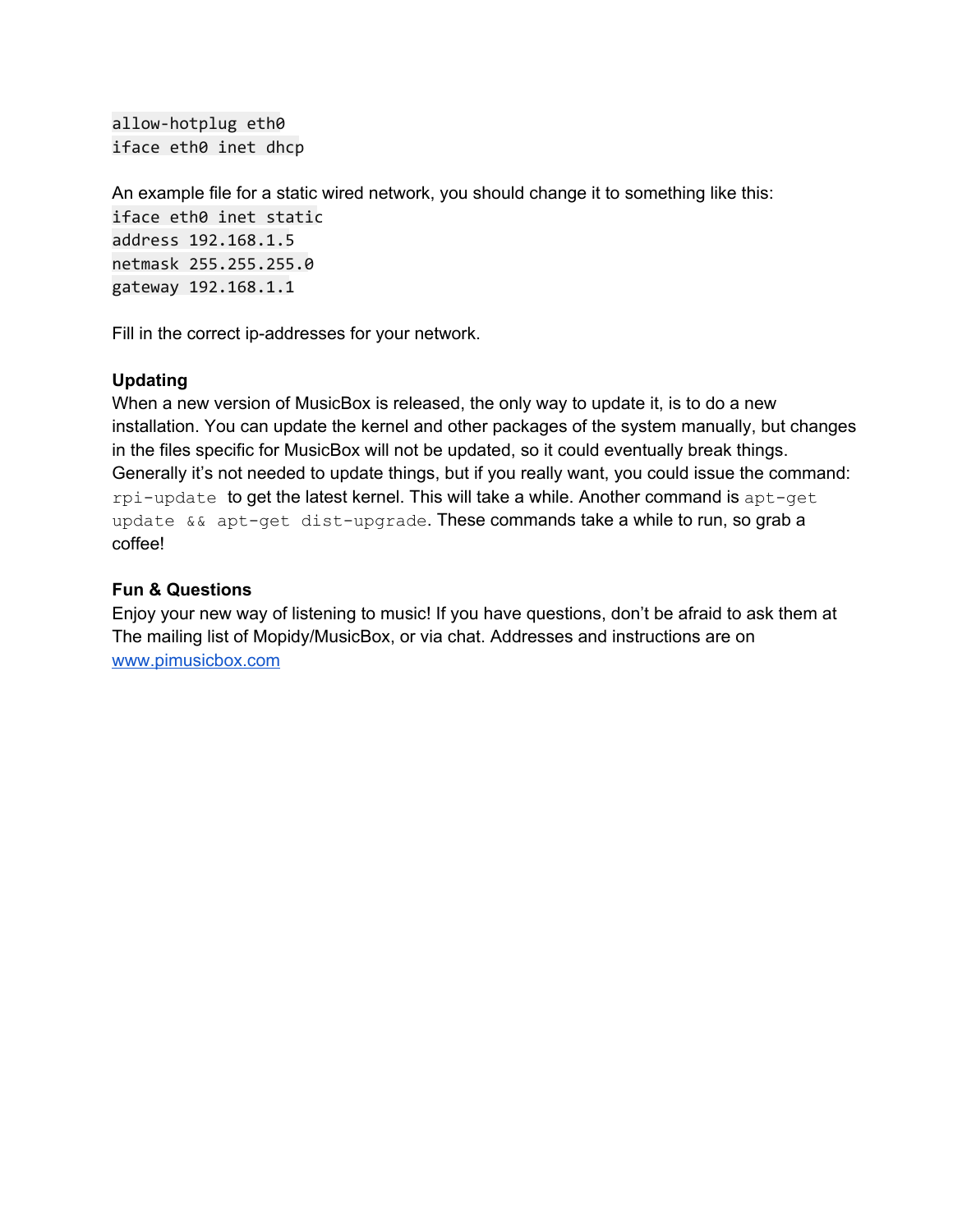```
allow-hotplug eth0
iface eth0 inet dhcp
```

An example file for a static wired network, you should change it to something like this:

```
iface eth0 inet static
address 192.168.1.5
netmask 255.255.255.0
gateway 192.168.1.1
```

Fill in the correct ip-addresses for your network.

**Updating**

When a new version of MusicBox is released, the only way to update it, is to do a new installation. You can update the kernel and other packages of the system manually, but changes in the files specific for MusicBox will not be updated, so it could eventually break things. Generally it's not needed to update things, but if you really want, you could issue the command: `rpi-update` to get the latest kernel. This will take a while. Another command is `apt-get update && apt-get dist-upgrade`. These commands take a while to run, so grab a coffee!

**Fun & Questions**

Enjoy your new way of listening to music! If you have questions, don't be afraid to ask them at The mailing list of Mopidy/MusicBox, or via chat. Addresses and instructions are on [www.pimusicbox.com](http://www.pimusicbox.com)